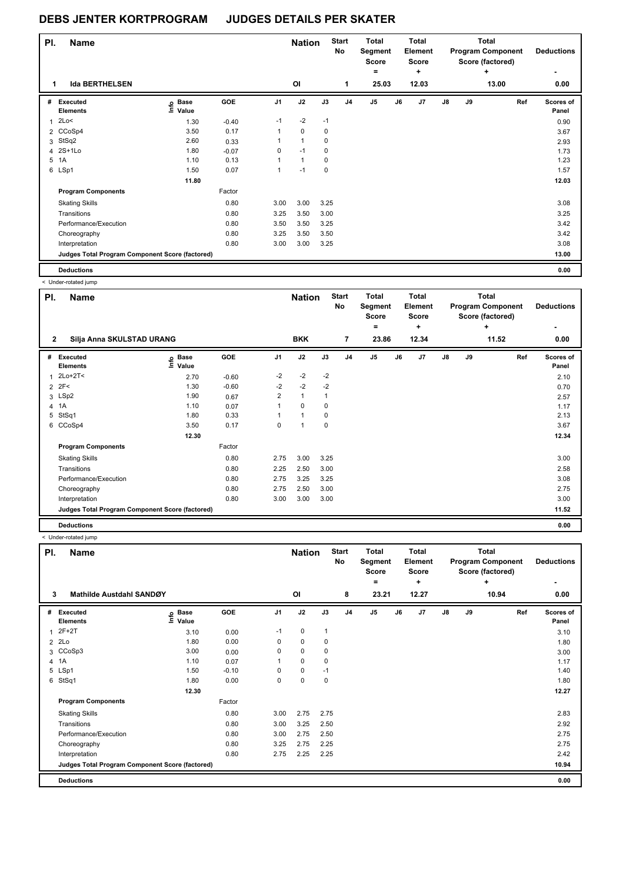# DEBS JENTER KORTPROGRAM JUDGES DETAILS PER SKATER

| Pl. | Name | Nation | Start No | Total Segment Score = | Total Element Score + | Total Program Component Score (factored) + | Deductions - |
|---|---|---|---|---|---|---|---|
| 1 | Ida BERTHELSEN | OI | 1 | 25.03 | 12.03 | 13.00 | 0.00 |

| # | Executed Elements | Info | Base Value | GOE | J1 | J2 | J3 | J4 | J5 | J6 | J7 | J8 | J9 | Ref | Scores of Panel |
|---|---|---|---|---|---|---|---|---|---|---|---|---|---|---|---|
| 1 | 2Lo< | | 1.30 | -0.40 | -1 | -2 | -1 | | | | | | | | 0.90 |
| 2 | CCoSp4 | | 3.50 | 0.17 | 1 | 0 | 0 | | | | | | | | 3.67 |
| 3 | StSq2 | | 2.60 | 0.33 | 1 | 1 | 0 | | | | | | | | 2.93 |
| 4 | 2S+1Lo | | 1.80 | -0.07 | 0 | -1 | 0 | | | | | | | | 1.73 |
| 5 | 1A | | 1.10 | 0.13 | 1 | 1 | 0 | | | | | | | | 1.23 |
| 6 | LSp1 | | 1.50 | 0.07 | 1 | -1 | 0 | | | | | | | | 1.57 |
| | | | 11.80 | | | | | | | | | | | | 12.03 |
| | **Program Components** | | | Factor | | | | | | | | | | | |
| | Skating Skills | | | 0.80 | 3.00 | 3.00 | 3.25 | | | | | | | | 3.08 |
| | Transitions | | | 0.80 | 3.25 | 3.50 | 3.00 | | | | | | | | 3.25 |
| | Performance/Execution | | | 0.80 | 3.50 | 3.50 | 3.25 | | | | | | | | 3.42 |
| | Choreography | | | 0.80 | 3.25 | 3.50 | 3.50 | | | | | | | | 3.42 |
| | Interpretation | | | 0.80 | 3.00 | 3.00 | 3.25 | | | | | | | | 3.08 |
| | **Judges Total Program Component Score (factored)** | | | | | | | | | | | | | | 13.00 |
| | **Deductions** | | | | | | | | | | | | | | 0.00 |

< Under-rotated jump

| Pl. | Name | Nation | Start No | Total Segment Score = | Total Element Score + | Total Program Component Score (factored) + | Deductions - |
|---|---|---|---|---|---|---|---|
| 2 | Silja Anna SKULSTAD URANG | BKK | 7 | 23.86 | 12.34 | 11.52 | 0.00 |

| # | Executed Elements | Info | Base Value | GOE | J1 | J2 | J3 | J4 | J5 | J6 | J7 | J8 | J9 | Ref | Scores of Panel |
|---|---|---|---|---|---|---|---|---|---|---|---|---|---|---|---|
| 1 | 2Lo+2T< | | 2.70 | -0.60 | -2 | -2 | -2 | | | | | | | | 2.10 |
| 2 | 2F< | | 1.30 | -0.60 | -2 | -2 | -2 | | | | | | | | 0.70 |
| 3 | LSp2 | | 1.90 | 0.67 | 2 | 1 | 1 | | | | | | | | 2.57 |
| 4 | 1A | | 1.10 | 0.07 | 1 | 0 | 0 | | | | | | | | 1.17 |
| 5 | StSq1 | | 1.80 | 0.33 | 1 | 1 | 0 | | | | | | | | 2.13 |
| 6 | CCoSp4 | | 3.50 | 0.17 | 0 | 1 | 0 | | | | | | | | 3.67 |
| | | | 12.30 | | | | | | | | | | | | 12.34 |
| | **Program Components** | | | Factor | | | | | | | | | | | |
| | Skating Skills | | | 0.80 | 2.75 | 3.00 | 3.25 | | | | | | | | 3.00 |
| | Transitions | | | 0.80 | 2.25 | 2.50 | 3.00 | | | | | | | | 2.58 |
| | Performance/Execution | | | 0.80 | 2.75 | 3.25 | 3.25 | | | | | | | | 3.08 |
| | Choreography | | | 0.80 | 2.75 | 2.50 | 3.00 | | | | | | | | 2.75 |
| | Interpretation | | | 0.80 | 3.00 | 3.00 | 3.00 | | | | | | | | 3.00 |
| | **Judges Total Program Component Score (factored)** | | | | | | | | | | | | | | 11.52 |
| | **Deductions** | | | | | | | | | | | | | | 0.00 |

< Under-rotated jump

| Pl. | Name | Nation | Start No | Total Segment Score = | Total Element Score + | Total Program Component Score (factored) + | Deductions - |
|---|---|---|---|---|---|---|---|
| 3 | Mathilde Austdahl SANDØY | OI | 8 | 23.21 | 12.27 | 10.94 | 0.00 |

| # | Executed Elements | Info | Base Value | GOE | J1 | J2 | J3 | J4 | J5 | J6 | J7 | J8 | J9 | Ref | Scores of Panel |
|---|---|---|---|---|---|---|---|---|---|---|---|---|---|---|---|
| 1 | 2F+2T | | 3.10 | 0.00 | -1 | 0 | 1 | | | | | | | | 3.10 |
| 2 | 2Lo | | 1.80 | 0.00 | 0 | 0 | 0 | | | | | | | | 1.80 |
| 3 | CCoSp3 | | 3.00 | 0.00 | 0 | 0 | 0 | | | | | | | | 3.00 |
| 4 | 1A | | 1.10 | 0.07 | 1 | 0 | 0 | | | | | | | | 1.17 |
| 5 | LSp1 | | 1.50 | -0.10 | 0 | 0 | -1 | | | | | | | | 1.40 |
| 6 | StSq1 | | 1.80 | 0.00 | 0 | 0 | 0 | | | | | | | | 1.80 |
| | | | 12.30 | | | | | | | | | | | | 12.27 |
| | **Program Components** | | | Factor | | | | | | | | | | | |
| | Skating Skills | | | 0.80 | 3.00 | 2.75 | 2.75 | | | | | | | | 2.83 |
| | Transitions | | | 0.80 | 3.00 | 3.25 | 2.50 | | | | | | | | 2.92 |
| | Performance/Execution | | | 0.80 | 3.00 | 2.75 | 2.50 | | | | | | | | 2.75 |
| | Choreography | | | 0.80 | 3.25 | 2.75 | 2.25 | | | | | | | | 2.75 |
| | Interpretation | | | 0.80 | 2.75 | 2.25 | 2.25 | | | | | | | | 2.42 |
| | **Judges Total Program Component Score (factored)** | | | | | | | | | | | | | | 10.94 |
| | **Deductions** | | | | | | | | | | | | | | 0.00 |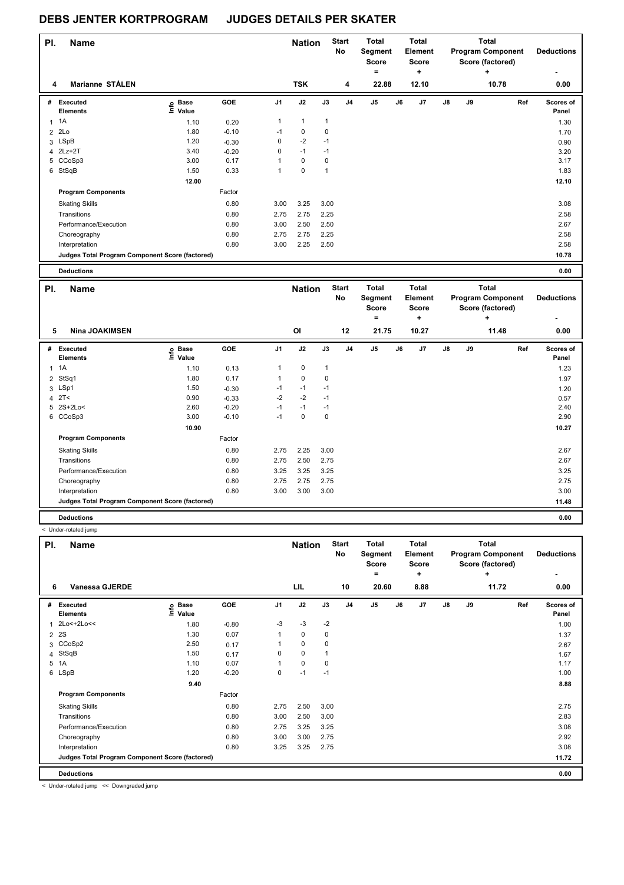# DEBS JENTER KORTPROGRAM JUDGES DETAILS PER SKATER

| Pl. | Name | Nation | Start No | Total Segment Score = | Total Element Score + | Total Program Component Score (factored) + | Deductions - |
|---|---|---|---|---|---|---|---|
| 4 | Marianne STÅLEN | TSK | 4 | 22.88 | 12.10 | 10.78 | 0.00 |

| # | Executed Elements | Info | Base Value | GOE | J1 | J2 | J3 | J4 | J5 | J6 | J7 | J8 | J9 | Ref | Scores of Panel |
|---|---|---|---|---|---|---|---|---|---|---|---|---|---|---|---|
| 1 | 1A | | 1.10 | 0.20 | 1 | 1 | 1 | | | | | | | | 1.30 |
| 2 | 2Lo | | 1.80 | -0.10 | -1 | 0 | 0 | | | | | | | | 1.70 |
| 3 | LSpB | | 1.20 | -0.30 | 0 | -2 | -1 | | | | | | | | 0.90 |
| 4 | 2Lz+2T | | 3.40 | -0.20 | 0 | -1 | -1 | | | | | | | | 3.20 |
| 5 | CCoSp3 | | 3.00 | 0.17 | 1 | 0 | 0 | | | | | | | | 3.17 |
| 6 | StSqB | | 1.50 | 0.33 | 1 | 0 | 1 | | | | | | | | 1.83 |
| | | | 12.00 | | | | | | | | | | | | 12.10 |

| Program Components | Factor | J1 | J2 | J3 | Scores of Panel |
|---|---|---|---|---|---|
| Skating Skills | 0.80 | 3.00 | 3.25 | 3.00 | 3.08 |
| Transitions | 0.80 | 2.75 | 2.75 | 2.25 | 2.58 |
| Performance/Execution | 0.80 | 3.00 | 2.50 | 2.50 | 2.67 |
| Choreography | 0.80 | 2.75 | 2.75 | 2.25 | 2.58 |
| Interpretation | 0.80 | 3.00 | 2.25 | 2.50 | 2.58 |
| Judges Total Program Component Score (factored) | | | | | 10.78 |

**Deductions** 0.00

| Pl. | Name | Nation | Start No | Total Segment Score = | Total Element Score + | Total Program Component Score (factored) + | Deductions - |
|---|---|---|---|---|---|---|---|
| 5 | Nina JOAKIMSEN | OI | 12 | 21.75 | 10.27 | 11.48 | 0.00 |

| # | Executed Elements | Info | Base Value | GOE | J1 | J2 | J3 | J4 | J5 | J6 | J7 | J8 | J9 | Ref | Scores of Panel |
|---|---|---|---|---|---|---|---|---|---|---|---|---|---|---|---|
| 1 | 1A | | 1.10 | 0.13 | 1 | 0 | 1 | | | | | | | | 1.23 |
| 2 | StSq1 | | 1.80 | 0.17 | 1 | 0 | 0 | | | | | | | | 1.97 |
| 3 | LSp1 | | 1.50 | -0.30 | -1 | -1 | -1 | | | | | | | | 1.20 |
| 4 | 2T< | | 0.90 | -0.33 | -2 | -2 | -1 | | | | | | | | 0.57 |
| 5 | 2S+2Lo< | | 2.60 | -0.20 | -1 | -1 | -1 | | | | | | | | 2.40 |
| 6 | CCoSp3 | | 3.00 | -0.10 | -1 | 0 | 0 | | | | | | | | 2.90 |
| | | | 10.90 | | | | | | | | | | | | 10.27 |

| Program Components | Factor | J1 | J2 | J3 | Scores of Panel |
|---|---|---|---|---|---|
| Skating Skills | 0.80 | 2.75 | 2.25 | 3.00 | 2.67 |
| Transitions | 0.80 | 2.75 | 2.50 | 2.75 | 2.67 |
| Performance/Execution | 0.80 | 3.25 | 3.25 | 3.25 | 3.25 |
| Choreography | 0.80 | 2.75 | 2.75 | 2.75 | 2.75 |
| Interpretation | 0.80 | 3.00 | 3.00 | 3.00 | 3.00 |
| Judges Total Program Component Score (factored) | | | | | 11.48 |

**Deductions** 0.00

< Under-rotated jump

| Pl. | Name | Nation | Start No | Total Segment Score = | Total Element Score + | Total Program Component Score (factored) + | Deductions - |
|---|---|---|---|---|---|---|---|
| 6 | Vanessa GJERDE | LIL | 10 | 20.60 | 8.88 | 11.72 | 0.00 |

| # | Executed Elements | Info | Base Value | GOE | J1 | J2 | J3 | J4 | J5 | J6 | J7 | J8 | J9 | Ref | Scores of Panel |
|---|---|---|---|---|---|---|---|---|---|---|---|---|---|---|---|
| 1 | 2Lo<+2Lo<< | | 1.80 | -0.80 | -3 | -3 | -2 | | | | | | | | 1.00 |
| 2 | 2S | | 1.30 | 0.07 | 1 | 0 | 0 | | | | | | | | 1.37 |
| 3 | CCoSp2 | | 2.50 | 0.17 | 1 | 0 | 0 | | | | | | | | 2.67 |
| 4 | StSqB | | 1.50 | 0.17 | 0 | 0 | 1 | | | | | | | | 1.67 |
| 5 | 1A | | 1.10 | 0.07 | 1 | 0 | 0 | | | | | | | | 1.17 |
| 6 | LSpB | | 1.20 | -0.20 | 0 | -1 | -1 | | | | | | | | 1.00 |
| | | | 9.40 | | | | | | | | | | | | 8.88 |

| Program Components | Factor | J1 | J2 | J3 | Scores of Panel |
|---|---|---|---|---|---|
| Skating Skills | 0.80 | 2.75 | 2.50 | 3.00 | 2.75 |
| Transitions | 0.80 | 3.00 | 2.50 | 3.00 | 2.83 |
| Performance/Execution | 0.80 | 2.75 | 3.25 | 3.25 | 3.08 |
| Choreography | 0.80 | 3.00 | 3.00 | 2.75 | 2.92 |
| Interpretation | 0.80 | 3.25 | 3.25 | 2.75 | 3.08 |
| Judges Total Program Component Score (factored) | | | | | 11.72 |

**Deductions** 0.00

< Under-rotated jump << Downgraded jump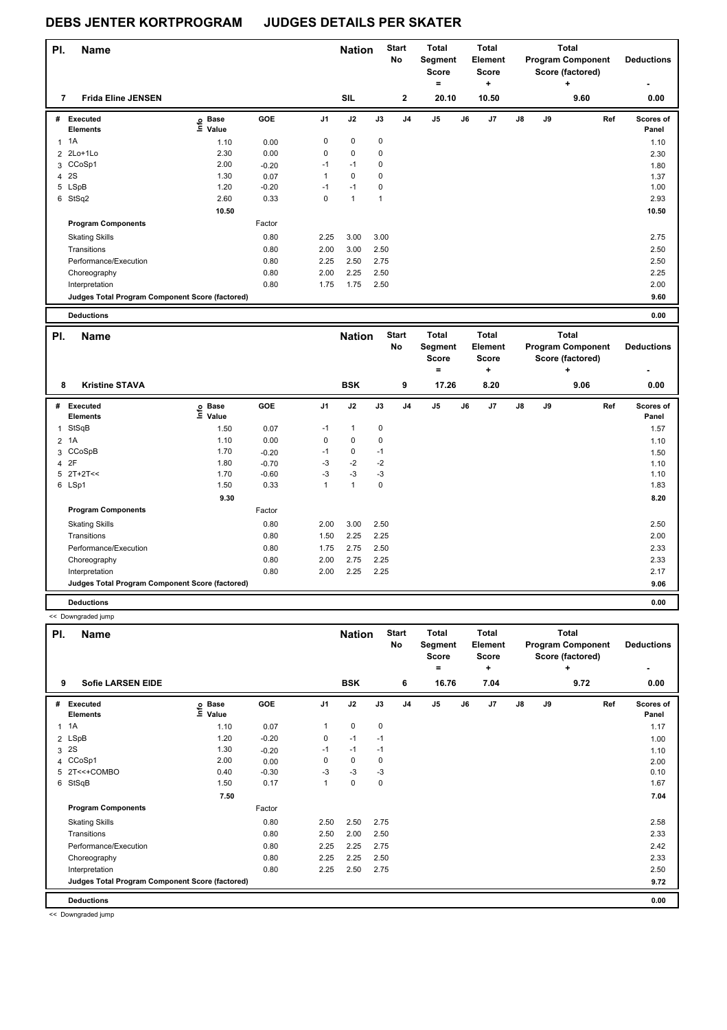# DEBS JENTER KORTPROGRAM JUDGES DETAILS PER SKATER

| Pl. | Name | Nation | Start No | Total Segment Score = | Total Element Score + | Total Program Component Score (factored) + | Deductions - |
|---|---|---|---|---|---|---|---|
| 7 | Frida Eline JENSEN | SIL | 2 | 20.10 | 10.50 | 9.60 | 0.00 |

| # | Executed Elements | Info | Base Value | GOE | J1 | J2 | J3 | J4 | J5 | J6 | J7 | J8 | J9 | Ref | Scores of Panel |
|---|---|---|---|---|---|---|---|---|---|---|---|---|---|---|---|
| 1 | 1A | | 1.10 | 0.00 | 0 | 0 | 0 | | | | | | | | 1.10 |
| 2 | 2Lo+1Lo | | 2.30 | 0.00 | 0 | 0 | 0 | | | | | | | | 2.30 |
| 3 | CCoSp1 | | 2.00 | -0.20 | -1 | -1 | 0 | | | | | | | | 1.80 |
| 4 | 2S | | 1.30 | 0.07 | 1 | 0 | 0 | | | | | | | | 1.37 |
| 5 | LSpB | | 1.20 | -0.20 | -1 | -1 | 0 | | | | | | | | 1.00 |
| 6 | StSq2 | | 2.60 | 0.33 | 0 | 1 | 1 | | | | | | | | 2.93 |
| | | | 10.50 | | | | | | | | | | | | 10.50 |
| | **Program Components** | | | Factor | | | | | | | | | | | |
| | Skating Skills | | | 0.80 | 2.25 | 3.00 | 3.00 | | | | | | | | 2.75 |
| | Transitions | | | 0.80 | 2.00 | 3.00 | 2.50 | | | | | | | | 2.50 |
| | Performance/Execution | | | 0.80 | 2.25 | 2.50 | 2.75 | | | | | | | | 2.50 |
| | Choreography | | | 0.80 | 2.00 | 2.25 | 2.50 | | | | | | | | 2.25 |
| | Interpretation | | | 0.80 | 1.75 | 1.75 | 2.50 | | | | | | | | 2.00 |
| | **Judges Total Program Component Score (factored)** | | | | | | | | | | | | | | 9.60 |
| | **Deductions** | | | | | | | | | | | | | | 0.00 |

| Pl. | Name | Nation | Start No | Total Segment Score = | Total Element Score + | Total Program Component Score (factored) + | Deductions - |
|---|---|---|---|---|---|---|---|
| 8 | Kristine STAVA | BSK | 9 | 17.26 | 8.20 | 9.06 | 0.00 |

| # | Executed Elements | Info | Base Value | GOE | J1 | J2 | J3 | J4 | J5 | J6 | J7 | J8 | J9 | Ref | Scores of Panel |
|---|---|---|---|---|---|---|---|---|---|---|---|---|---|---|---|
| 1 | StSqB | | 1.50 | 0.07 | -1 | 1 | 0 | | | | | | | | 1.57 |
| 2 | 1A | | 1.10 | 0.00 | 0 | 0 | 0 | | | | | | | | 1.10 |
| 3 | CCoSpB | | 1.70 | -0.20 | -1 | 0 | -1 | | | | | | | | 1.50 |
| 4 | 2F | | 1.80 | -0.70 | -3 | -2 | -2 | | | | | | | | 1.10 |
| 5 | 2T+2T<< | | 1.70 | -0.60 | -3 | -3 | -3 | | | | | | | | 1.10 |
| 6 | LSp1 | | 1.50 | 0.33 | 1 | 1 | 0 | | | | | | | | 1.83 |
| | | | 9.30 | | | | | | | | | | | | 8.20 |
| | **Program Components** | | | Factor | | | | | | | | | | | |
| | Skating Skills | | | 0.80 | 2.00 | 3.00 | 2.50 | | | | | | | | 2.50 |
| | Transitions | | | 0.80 | 1.50 | 2.25 | 2.25 | | | | | | | | 2.00 |
| | Performance/Execution | | | 0.80 | 1.75 | 2.75 | 2.50 | | | | | | | | 2.33 |
| | Choreography | | | 0.80 | 2.00 | 2.75 | 2.25 | | | | | | | | 2.33 |
| | Interpretation | | | 0.80 | 2.00 | 2.25 | 2.25 | | | | | | | | 2.17 |
| | **Judges Total Program Component Score (factored)** | | | | | | | | | | | | | | 9.06 |
| | **Deductions** | | | | | | | | | | | | | | 0.00 |

<< Downgraded jump

| Pl. | Name | Nation | Start No | Total Segment Score = | Total Element Score + | Total Program Component Score (factored) + | Deductions - |
|---|---|---|---|---|---|---|---|
| 9 | Sofie LARSEN EIDE | BSK | 6 | 16.76 | 7.04 | 9.72 | 0.00 |

| # | Executed Elements | Info | Base Value | GOE | J1 | J2 | J3 | J4 | J5 | J6 | J7 | J8 | J9 | Ref | Scores of Panel |
|---|---|---|---|---|---|---|---|---|---|---|---|---|---|---|---|
| 1 | 1A | | 1.10 | 0.07 | 1 | 0 | 0 | | | | | | | | 1.17 |
| 2 | LSpB | | 1.20 | -0.20 | 0 | -1 | -1 | | | | | | | | 1.00 |
| 3 | 2S | | 1.30 | -0.20 | -1 | -1 | -1 | | | | | | | | 1.10 |
| 4 | CCoSp1 | | 2.00 | 0.00 | 0 | 0 | 0 | | | | | | | | 2.00 |
| 5 | 2T<<+COMBO | | 0.40 | -0.30 | -3 | -3 | -3 | | | | | | | | 0.10 |
| 6 | StSqB | | 1.50 | 0.17 | 1 | 0 | 0 | | | | | | | | 1.67 |
| | | | 7.50 | | | | | | | | | | | | 7.04 |
| | **Program Components** | | | Factor | | | | | | | | | | | |
| | Skating Skills | | | 0.80 | 2.50 | 2.50 | 2.75 | | | | | | | | 2.58 |
| | Transitions | | | 0.80 | 2.50 | 2.00 | 2.50 | | | | | | | | 2.33 |
| | Performance/Execution | | | 0.80 | 2.25 | 2.25 | 2.75 | | | | | | | | 2.42 |
| | Choreography | | | 0.80 | 2.25 | 2.25 | 2.50 | | | | | | | | 2.33 |
| | Interpretation | | | 0.80 | 2.25 | 2.50 | 2.75 | | | | | | | | 2.50 |
| | **Judges Total Program Component Score (factored)** | | | | | | | | | | | | | | 9.72 |
| | **Deductions** | | | | | | | | | | | | | | 0.00 |

<< Downgraded jump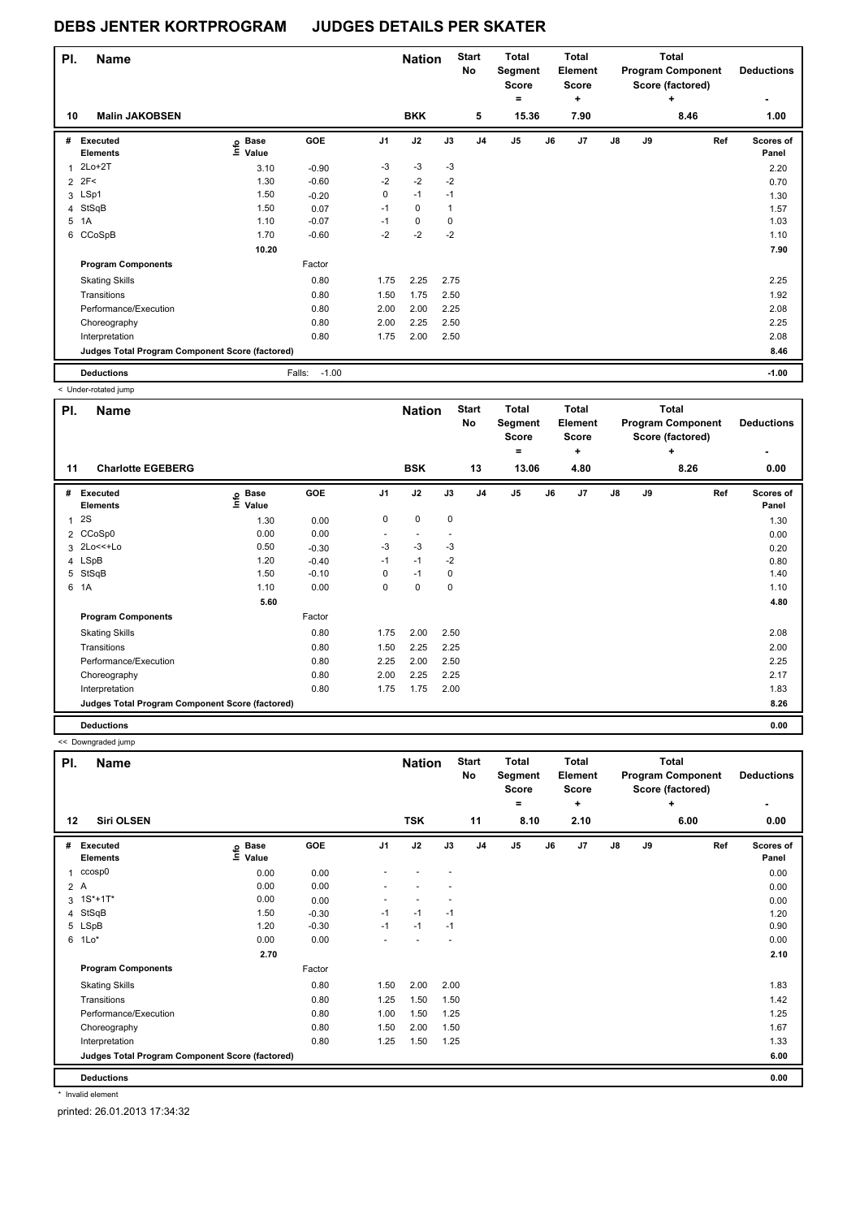# DEBS JENTER KORTPROGRAM JUDGES DETAILS PER SKATER

| Pl. | Name | Nation | Start No | Total Segment Score = | Total Element Score + | Total Program Component Score (factored) + | Deductions - |
|---|---|---|---|---|---|---|---|
| 10 | Malin JAKOBSEN | BKK | 5 | 15.36 | 7.90 | 8.46 | 1.00 |

| # | Executed Elements | Info | Base Value | GOE | J1 | J2 | J3 | J4 | J5 | J6 | J7 | J8 | J9 | Ref | Scores of Panel |
|---|---|---|---|---|---|---|---|---|---|---|---|---|---|---|---|
| 1 | 2Lo+2T | | 3.10 | -0.90 | -3 | -3 | -3 | | | | | | | | 2.20 |
| 2 | 2F< | | 1.30 | -0.60 | -2 | -2 | -2 | | | | | | | | 0.70 |
| 3 | LSp1 | | 1.50 | -0.20 | 0 | -1 | -1 | | | | | | | | 1.30 |
| 4 | StSqB | | 1.50 | 0.07 | -1 | 0 | 1 | | | | | | | | 1.57 |
| 5 | 1A | | 1.10 | -0.07 | -1 | 0 | 0 | | | | | | | | 1.03 |
| 6 | CCoSpB | | 1.70 | -0.60 | -2 | -2 | -2 | | | | | | | | 1.10 |
| | | | 10.20 | | | | | | | | | | | | 7.90 |
| | **Program Components** | | | Factor | | | | | | | | | | | |
| | Skating Skills | | | 0.80 | 1.75 | 2.25 | 2.75 | | | | | | | | 2.25 |
| | Transitions | | | 0.80 | 1.50 | 1.75 | 2.50 | | | | | | | | 1.92 |
| | Performance/Execution | | | 0.80 | 2.00 | 2.00 | 2.25 | | | | | | | | 2.08 |
| | Choreography | | | 0.80 | 2.00 | 2.25 | 2.50 | | | | | | | | 2.25 |
| | Interpretation | | | 0.80 | 1.75 | 2.00 | 2.50 | | | | | | | | 2.08 |
| | Judges Total Program Component Score (factored) | | | | | | | | | | | | | | 8.46 |
| | **Deductions** | | | Falls: -1.00 | | | | | | | | | | | -1.00 |

< Under-rotated jump

| Pl. | Name | Nation | Start No | Total Segment Score = | Total Element Score + | Total Program Component Score (factored) + | Deductions - |
|---|---|---|---|---|---|---|---|
| 11 | Charlotte EGEBERG | BSK | 13 | 13.06 | 4.80 | 8.26 | 0.00 |

| # | Executed Elements | Info | Base Value | GOE | J1 | J2 | J3 | J4 | J5 | J6 | J7 | J8 | J9 | Ref | Scores of Panel |
|---|---|---|---|---|---|---|---|---|---|---|---|---|---|---|---|
| 1 | 2S | | 1.30 | 0.00 | 0 | 0 | 0 | | | | | | | | 1.30 |
| 2 | CCoSp0 | | 0.00 | 0.00 | - | - | - | | | | | | | | 0.00 |
| 3 | 2Lo<<+Lo | | 0.50 | -0.30 | -3 | -3 | -3 | | | | | | | | 0.20 |
| 4 | LSpB | | 1.20 | -0.40 | -1 | -1 | -2 | | | | | | | | 0.80 |
| 5 | StSqB | | 1.50 | -0.10 | 0 | -1 | 0 | | | | | | | | 1.40 |
| 6 | 1A | | 1.10 | 0.00 | 0 | 0 | 0 | | | | | | | | 1.10 |
| | | | 5.60 | | | | | | | | | | | | 4.80 |
| | **Program Components** | | | Factor | | | | | | | | | | | |
| | Skating Skills | | | 0.80 | 1.75 | 2.00 | 2.50 | | | | | | | | 2.08 |
| | Transitions | | | 0.80 | 1.50 | 2.25 | 2.25 | | | | | | | | 2.00 |
| | Performance/Execution | | | 0.80 | 2.25 | 2.00 | 2.50 | | | | | | | | 2.25 |
| | Choreography | | | 0.80 | 2.00 | 2.25 | 2.25 | | | | | | | | 2.17 |
| | Interpretation | | | 0.80 | 1.75 | 1.75 | 2.00 | | | | | | | | 1.83 |
| | Judges Total Program Component Score (factored) | | | | | | | | | | | | | | 8.26 |
| | **Deductions** | | | | | | | | | | | | | | 0.00 |

<< Downgraded jump

| Pl. | Name | Nation | Start No | Total Segment Score = | Total Element Score + | Total Program Component Score (factored) + | Deductions - |
|---|---|---|---|---|---|---|---|
| 12 | Siri OLSEN | TSK | 11 | 8.10 | 2.10 | 6.00 | 0.00 |

| # | Executed Elements | Info | Base Value | GOE | J1 | J2 | J3 | J4 | J5 | J6 | J7 | J8 | J9 | Ref | Scores of Panel |
|---|---|---|---|---|---|---|---|---|---|---|---|---|---|---|---|
| 1 | ccosp0 | | 0.00 | 0.00 | - | - | - | | | | | | | | 0.00 |
| 2 | A | | 0.00 | 0.00 | - | - | - | | | | | | | | 0.00 |
| 3 | 1S*+1T* | | 0.00 | 0.00 | - | - | - | | | | | | | | 0.00 |
| 4 | StSqB | | 1.50 | -0.30 | -1 | -1 | -1 | | | | | | | | 1.20 |
| 5 | LSpB | | 1.20 | -0.30 | -1 | -1 | -1 | | | | | | | | 0.90 |
| 6 | 1Lo* | | 0.00 | 0.00 | - | - | - | | | | | | | | 0.00 |
| | | | 2.70 | | | | | | | | | | | | 2.10 |
| | **Program Components** | | | Factor | | | | | | | | | | | |
| | Skating Skills | | | 0.80 | 1.50 | 2.00 | 2.00 | | | | | | | | 1.83 |
| | Transitions | | | 0.80 | 1.25 | 1.50 | 1.50 | | | | | | | | 1.42 |
| | Performance/Execution | | | 0.80 | 1.00 | 1.50 | 1.25 | | | | | | | | 1.25 |
| | Choreography | | | 0.80 | 1.50 | 2.00 | 1.50 | | | | | | | | 1.67 |
| | Interpretation | | | 0.80 | 1.25 | 1.50 | 1.25 | | | | | | | | 1.33 |
| | Judges Total Program Component Score (factored) | | | | | | | | | | | | | | 6.00 |
| | **Deductions** | | | | | | | | | | | | | | 0.00 |

* Invalid element

printed: 26.01.2013 17:34:32